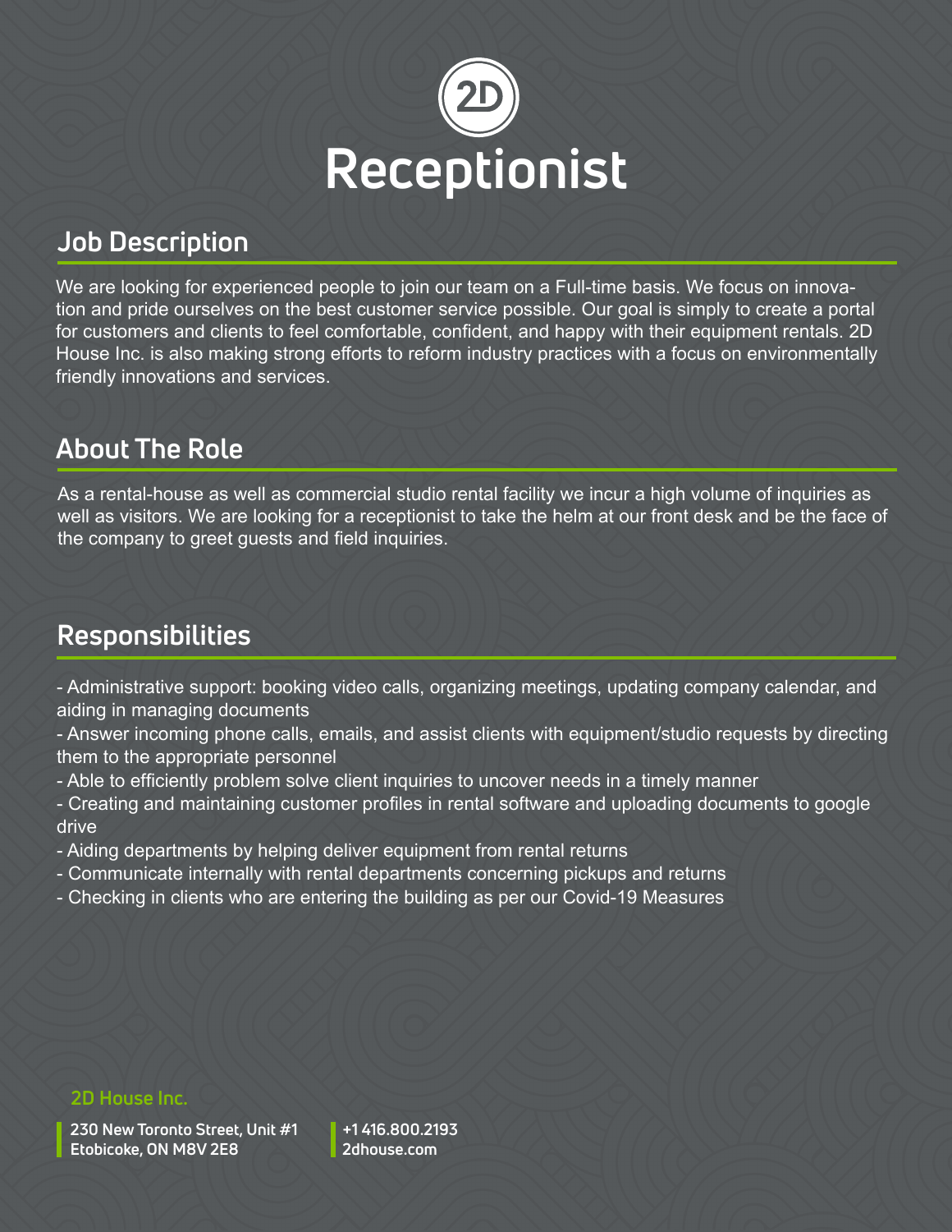2D

# Receptionist

## Job Description

We are looking for experienced people to join our team on a Full-time basis. We focus on innovation and pride ourselves on the best customer service possible. Our goal is simply to create a portal for customers and clients to feel comfortable, confident, and happy with their equipment rentals. 2D House Inc. is also making strong efforts to reform industry practices with a focus on environmentally friendly innovations and services.

## About The Role

As a rental-house as well as commercial studio rental facility we incur a high volume of inquiries as well as visitors. We are looking for a receptionist to take the helm at our front desk and be the face of the company to greet guests and field inquiries.

## Responsibilities

- Administrative support: booking video calls, organizing meetings, updating company calendar, and aiding in managing documents
- Answer incoming phone calls, emails, and assist clients with equipment/studio requests by directing them to the appropriate personnel
- Able to efficiently problem solve client inquiries to uncover needs in a timely manner
- Creating and maintaining customer profiles in rental software and uploading documents to google drive
- Aiding departments by helping deliver equipment from rental returns
- Communicate internally with rental departments concerning pickups and returns
- Checking in clients who are entering the building as per our Covid-19 Measures

**2D House Inc.**

230 New Toronto Street, Unit #1
Etobicoke, ON M8V 2E8

+1 416.800.2193
2dhouse.com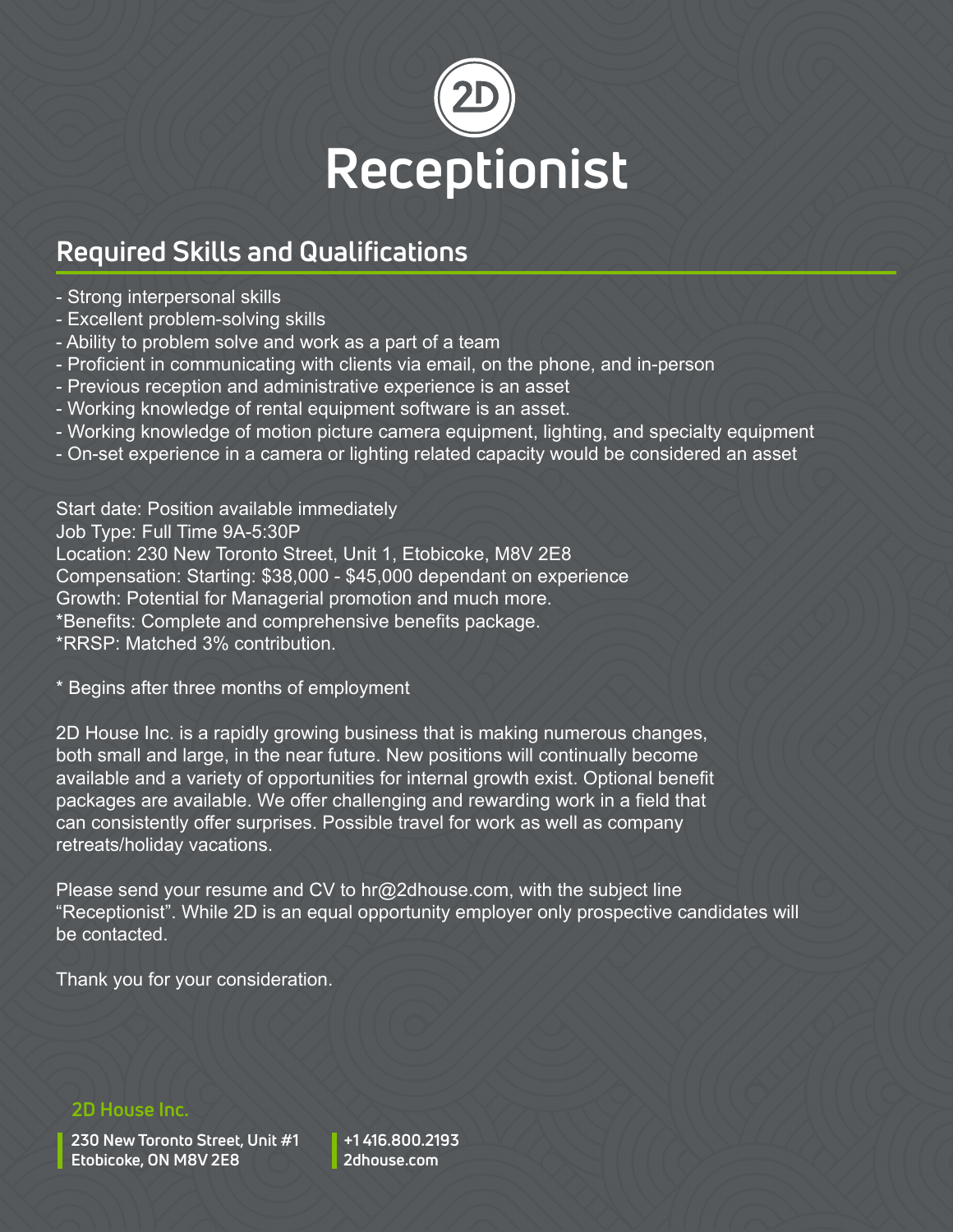# Receptionist

## Required Skills and Qualifications

- Strong interpersonal skills
- Excellent problem-solving skills
- Ability to problem solve and work as a part of a team
- Proficient in communicating with clients via email, on the phone, and in-person
- Previous reception and administrative experience is an asset
- Working knowledge of rental equipment software is an asset.
- Working knowledge of motion picture camera equipment, lighting, and specialty equipment
- On-set experience in a camera or lighting related capacity would be considered an asset

Start date: Position available immediately
Job Type: Full Time 9A-5:30P
Location: 230 New Toronto Street, Unit 1, Etobicoke, M8V 2E8
Compensation: Starting: $38,000 - $45,000 dependant on experience
Growth: Potential for Managerial promotion and much more.
*Benefits: Complete and comprehensive benefits package.
*RRSP: Matched 3% contribution.

* Begins after three months of employment

2D House Inc. is a rapidly growing business that is making numerous changes, both small and large, in the near future. New positions will continually become available and a variety of opportunities for internal growth exist. Optional benefit packages are available. We offer challenging and rewarding work in a field that can consistently offer surprises. Possible travel for work as well as company retreats/holiday vacations.

Please send your resume and CV to hr@2dhouse.com, with the subject line "Receptionist". While 2D is an equal opportunity employer only prospective candidates will be contacted.

Thank you for your consideration.

**2D House Inc.**

230 New Toronto Street, Unit #1
Etobicoke, ON M8V 2E8

+1 416.800.2193
2dhouse.com